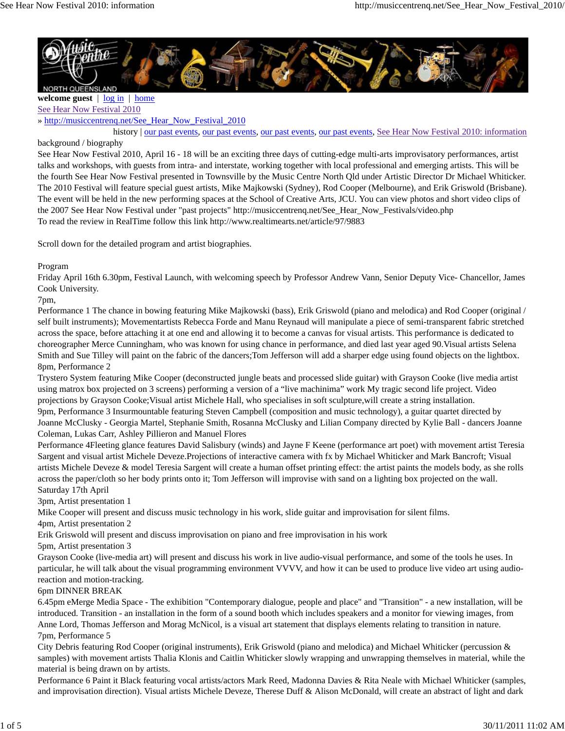welcome guest | log in | home

See Hear Now Festival 2010

» http://musiccentrenq.net/See_Hear_Now_Festival_2010

history | our past events, our past events, our past events, our past events, See Hear Now Festival 2010: information

background / biography

See Hear Now Festival 2010, April 16 - 18 will be an exciting three days of cutting-edge multi-arts improvisatory performances, artist talks and workshops, with guests from intra- and interstate, working together with local professional and emerging artists. This will be the fourth See Hear Now Festival presented in Townsville by the Music Centre North Qld under Artistic Director Dr Michael Whiticker. The 2010 Festival will feature special guest artists, Mike Majkowski (Sydney), Rod Cooper (Melbourne), and Erik Griswold (Brisbane). The event will be held in the new performing spaces at the School of Creative Arts, JCU. You can view photos and short video clips of the 2007 See Hear Now Festival under "past projects" http://musiccentrenq.net/See_Hear_Now_Festivals/video.php

To read the review in RealTime follow this link http://www.realtimearts.net/article/97/9883

Scroll down for the detailed program and artist biographies.

Program

Friday April 16th 6.30pm, Festival Launch, with welcoming speech by Professor Andrew Vann, Senior Deputy Vice- Chancellor, James Cook University.

7pm,

Performance 1 The chance in bowing featuring Mike Majkowski (bass), Erik Griswold (piano and melodica) and Rod Cooper (original / self built instruments); Movementartists Rebecca Forde and Manu Reynaud will manipulate a piece of semi-transparent fabric stretched across the space, before attaching it at one end and allowing it to become a canvas for visual artists. This performance is dedicated to choreographer Merce Cunningham, who was known for using chance in performance, and died last year aged 90.Visual artists Selena Smith and Sue Tilley will paint on the fabric of the dancers;Tom Jefferson will add a sharper edge using found objects on the lightbox.

8pm, Performance 2

Trystero System featuring Mike Cooper (deconstructed jungle beats and processed slide guitar) with Grayson Cooke (live media artist using matrox box projected on 3 screens) performing a version of a "live machinima" work My tragic second life project. Video projections by Grayson Cooke;Visual artist Michele Hall, who specialises in soft sculpture,will create a string installation.

9pm, Performance 3 Insurmountable featuring Steven Campbell (composition and music technology), a guitar quartet directed by Joanne McClusky - Georgia Martel, Stephanie Smith, Rosanna McClusky and Lilian Company directed by Kylie Ball - dancers Joanne Coleman, Lukas Carr, Ashley Pillieron and Manuel Flores

Performance 4Fleeting glance features David Salisbury (winds) and Jayne F Keene (performance art poet) with movement artist Teresia Sargent and visual artist Michele Deveze.Projections of interactive camera with fx by Michael Whiticker and Mark Bancroft; Visual artists Michele Deveze & model Teresia Sargent will create a human offset printing effect: the artist paints the models body, as she rolls across the paper/cloth so her body prints onto it; Tom Jefferson will improvise with sand on a lighting box projected on the wall.

Saturday 17th April

3pm, Artist presentation 1

Mike Cooper will present and discuss music technology in his work, slide guitar and improvisation for silent films.

4pm, Artist presentation 2

Erik Griswold will present and discuss improvisation on piano and free improvisation in his work

5pm, Artist presentation 3

Grayson Cooke (live-media art) will present and discuss his work in live audio-visual performance, and some of the tools he uses. In particular, he will talk about the visual programming environment VVVV, and how it can be used to produce live video art using audio-reaction and motion-tracking.

6pm DINNER BREAK

6.45pm eMerge Media Space - The exhibition "Contemporary dialogue, people and place" and "Transition" - a new installation, will be introduced. Transition - an installation in the form of a sound booth which includes speakers and a monitor for viewing images, from Anne Lord, Thomas Jefferson and Morag McNicol, is a visual art statement that displays elements relating to transition in nature.

7pm, Performance 5

City Debris featuring Rod Cooper (original instruments), Erik Griswold (piano and melodica) and Michael Whiticker (percussion & samples) with movement artists Thalia Klonis and Caitlin Whiticker slowly wrapping and unwrapping themselves in material, while the material is being drawn on by artists.

Performance 6 Paint it Black featuring vocal artists/actors Mark Reed, Madonna Davies & Rita Neale with Michael Whiticker (samples, and improvisation direction). Visual artists Michele Deveze, Therese Duff & Alison McDonald, will create an abstract of light and dark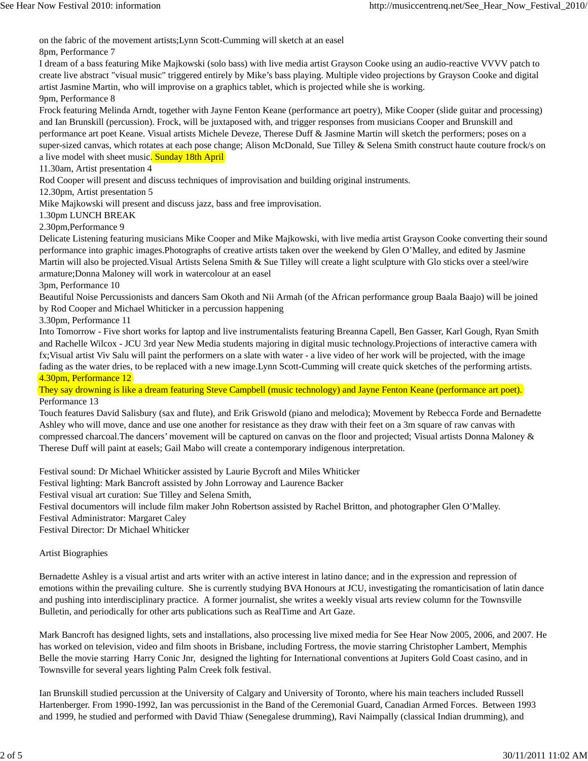on the fabric of the movement artists;Lynn Scott-Cumming will sketch at an easel

8pm, Performance 7

I dream of a bass featuring Mike Majkowski (solo bass) with live media artist Grayson Cooke using an audio-reactive VVVV patch to create live abstract "visual music" triggered entirely by Mike's bass playing. Multiple video projections by Grayson Cooke and digital artist Jasmine Martin, who will improvise on a graphics tablet, which is projected while she is working.

9pm, Performance 8

Frock featuring Melinda Arndt, together with Jayne Fenton Keane (performance art poetry), Mike Cooper (slide guitar and processing) and Ian Brunskill (percussion). Frock, will be juxtaposed with, and trigger responses from musicians Cooper and Brunskill and performance art poet Keane. Visual artists Michele Deveze, Therese Duff & Jasmine Martin will sketch the performers; poses on a super-sized canvas, which rotates at each pose change; Alison McDonald, Sue Tilley & Selena Smith construct haute couture frock/s on a live model with sheet music. Sunday 18th April

11.30am, Artist presentation 4

Rod Cooper will present and discuss techniques of improvisation and building original instruments.

12.30pm, Artist presentation 5

Mike Majkowski will present and discuss jazz, bass and free improvisation.

1.30pm LUNCH BREAK

2.30pm,Performance 9

Delicate Listening featuring musicians Mike Cooper and Mike Majkowski, with live media artist Grayson Cooke converting their sound performance into graphic images.Photographs of creative artists taken over the weekend by Glen O'Malley, and edited by Jasmine Martin will also be projected.Visual Artists Selena Smith & Sue Tilley will create a light sculpture with Glo sticks over a steel/wire armature;Donna Maloney will work in watercolour at an easel

3pm, Performance 10

Beautiful Noise Percussionists and dancers Sam Okoth and Nii Armah (of the African performance group Baala Baajo) will be joined by Rod Cooper and Michael Whiticker in a percussion happening

3.30pm, Performance 11

Into Tomorrow - Five short works for laptop and live instrumentalists featuring Breanna Capell, Ben Gasser, Karl Gough, Ryan Smith and Rachelle Wilcox - JCU 3rd year New Media students majoring in digital music technology.Projections of interactive camera with fx;Visual artist Viv Salu will paint the performers on a slate with water - a live video of her work will be projected, with the image fading as the water dries, to be replaced with a new image.Lynn Scott-Cumming will create quick sketches of the performing artists.

4.30pm, Performance 12

They say drowning is like a dream featuring Steve Campbell (music technology) and Jayne Fenton Keane (performance art poet).

Performance 13

Touch features David Salisbury (sax and flute), and Erik Griswold (piano and melodica); Movement by Rebecca Forde and Bernadette Ashley who will move, dance and use one another for resistance as they draw with their feet on a 3m square of raw canvas with compressed charcoal.The dancers' movement will be captured on canvas on the floor and projected; Visual artists Donna Maloney & Therese Duff will paint at easels; Gail Mabo will create a contemporary indigenous interpretation.

Festival sound: Dr Michael Whiticker assisted by Laurie Bycroft and Miles Whiticker
Festival lighting: Mark Bancroft assisted by John Lorroway and Laurence Backer
Festival visual art curation: Sue Tilley and Selena Smith,
Festival documentors will include film maker John Robertson assisted by Rachel Britton, and photographer Glen O'Malley.
Festival Administrator: Margaret Caley
Festival Director: Dr Michael Whiticker

Artist Biographies

Bernadette Ashley is a visual artist and arts writer with an active interest in latino dance; and in the expression and repression of emotions within the prevailing culture. She is currently studying BVA Honours at JCU, investigating the romanticisation of latin dance and pushing into interdisciplinary practice. A former journalist, she writes a weekly visual arts review column for the Townsville Bulletin, and periodically for other arts publications such as RealTime and Art Gaze.

Mark Bancroft has designed lights, sets and installations, also processing live mixed media for See Hear Now 2005, 2006, and 2007. He has worked on television, video and film shoots in Brisbane, including Fortress, the movie starring Christopher Lambert, Memphis Belle the movie starring Harry Conic Jnr, designed the lighting for International conventions at Jupiters Gold Coast casino, and in Townsville for several years lighting Palm Creek folk festival.

Ian Brunskill studied percussion at the University of Calgary and University of Toronto, where his main teachers included Russell Hartenberger. From 1990-1992, Ian was percussionist in the Band of the Ceremonial Guard, Canadian Armed Forces. Between 1993 and 1999, he studied and performed with David Thiaw (Senegalese drumming), Ravi Naimpally (classical Indian drumming), and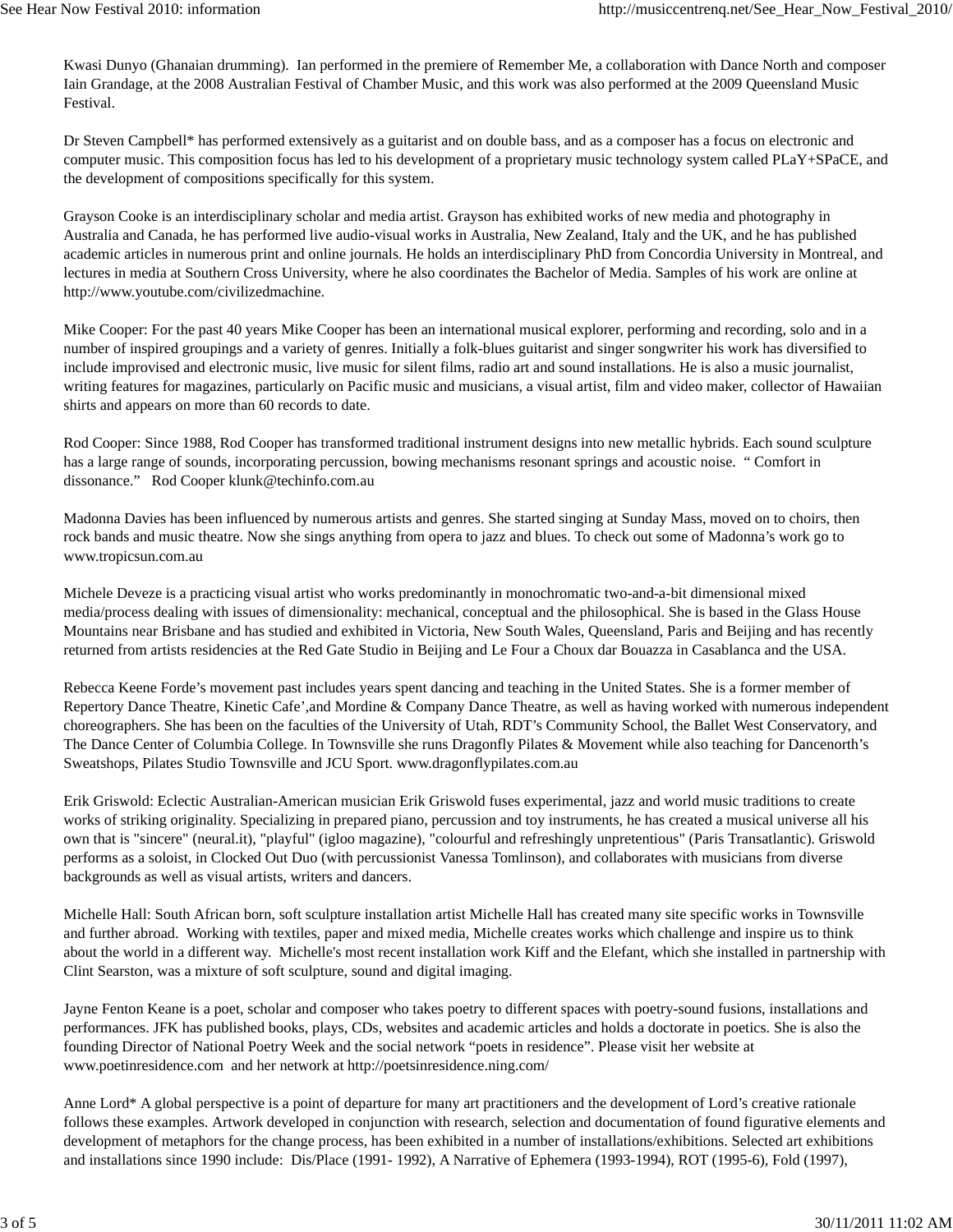Kwasi Dunyo (Ghanaian drumming). Ian performed in the premiere of Remember Me, a collaboration with Dance North and composer Iain Grandage, at the 2008 Australian Festival of Chamber Music, and this work was also performed at the 2009 Queensland Music Festival.

Dr Steven Campbell* has performed extensively as a guitarist and on double bass, and as a composer has a focus on electronic and computer music. This composition focus has led to his development of a proprietary music technology system called PLaY+SPaCE, and the development of compositions specifically for this system.

Grayson Cooke is an interdisciplinary scholar and media artist. Grayson has exhibited works of new media and photography in Australia and Canada, he has performed live audio-visual works in Australia, New Zealand, Italy and the UK, and he has published academic articles in numerous print and online journals. He holds an interdisciplinary PhD from Concordia University in Montreal, and lectures in media at Southern Cross University, where he also coordinates the Bachelor of Media. Samples of his work are online at http://www.youtube.com/civilizedmachine.

Mike Cooper: For the past 40 years Mike Cooper has been an international musical explorer, performing and recording, solo and in a number of inspired groupings and a variety of genres. Initially a folk-blues guitarist and singer songwriter his work has diversified to include improvised and electronic music, live music for silent films, radio art and sound installations. He is also a music journalist, writing features for magazines, particularly on Pacific music and musicians, a visual artist, film and video maker, collector of Hawaiian shirts and appears on more than 60 records to date.

Rod Cooper: Since 1988, Rod Cooper has transformed traditional instrument designs into new metallic hybrids. Each sound sculpture has a large range of sounds, incorporating percussion, bowing mechanisms resonant springs and acoustic noise. " Comfort in dissonance." Rod Cooper klunk@techinfo.com.au

Madonna Davies has been influenced by numerous artists and genres. She started singing at Sunday Mass, moved on to choirs, then rock bands and music theatre. Now she sings anything from opera to jazz and blues. To check out some of Madonna's work go to www.tropicsun.com.au

Michele Deveze is a practicing visual artist who works predominantly in monochromatic two-and-a-bit dimensional mixed media/process dealing with issues of dimensionality: mechanical, conceptual and the philosophical. She is based in the Glass House Mountains near Brisbane and has studied and exhibited in Victoria, New South Wales, Queensland, Paris and Beijing and has recently returned from artists residencies at the Red Gate Studio in Beijing and Le Four a Choux dar Bouazza in Casablanca and the USA.

Rebecca Keene Forde's movement past includes years spent dancing and teaching in the United States. She is a former member of Repertory Dance Theatre, Kinetic Cafe',and Mordine & Company Dance Theatre, as well as having worked with numerous independent choreographers. She has been on the faculties of the University of Utah, RDT's Community School, the Ballet West Conservatory, and The Dance Center of Columbia College. In Townsville she runs Dragonfly Pilates & Movement while also teaching for Dancenorth's Sweatshops, Pilates Studio Townsville and JCU Sport. www.dragonflypilates.com.au

Erik Griswold: Eclectic Australian-American musician Erik Griswold fuses experimental, jazz and world music traditions to create works of striking originality. Specializing in prepared piano, percussion and toy instruments, he has created a musical universe all his own that is "sincere" (neural.it), "playful" (igloo magazine), "colourful and refreshingly unpretentious" (Paris Transatlantic). Griswold performs as a soloist, in Clocked Out Duo (with percussionist Vanessa Tomlinson), and collaborates with musicians from diverse backgrounds as well as visual artists, writers and dancers.

Michelle Hall: South African born, soft sculpture installation artist Michelle Hall has created many site specific works in Townsville and further abroad. Working with textiles, paper and mixed media, Michelle creates works which challenge and inspire us to think about the world in a different way. Michelle's most recent installation work Kiff and the Elefant, which she installed in partnership with Clint Searston, was a mixture of soft sculpture, sound and digital imaging.

Jayne Fenton Keane is a poet, scholar and composer who takes poetry to different spaces with poetry-sound fusions, installations and performances. JFK has published books, plays, CDs, websites and academic articles and holds a doctorate in poetics. She is also the founding Director of National Poetry Week and the social network "poets in residence". Please visit her website at www.poetinresidence.com and her network at http://poetsinresidence.ning.com/

Anne Lord* A global perspective is a point of departure for many art practitioners and the development of Lord's creative rationale follows these examples. Artwork developed in conjunction with research, selection and documentation of found figurative elements and development of metaphors for the change process, has been exhibited in a number of installations/exhibitions. Selected art exhibitions and installations since 1990 include: Dis/Place (1991- 1992), A Narrative of Ephemera (1993-1994), ROT (1995-6), Fold (1997),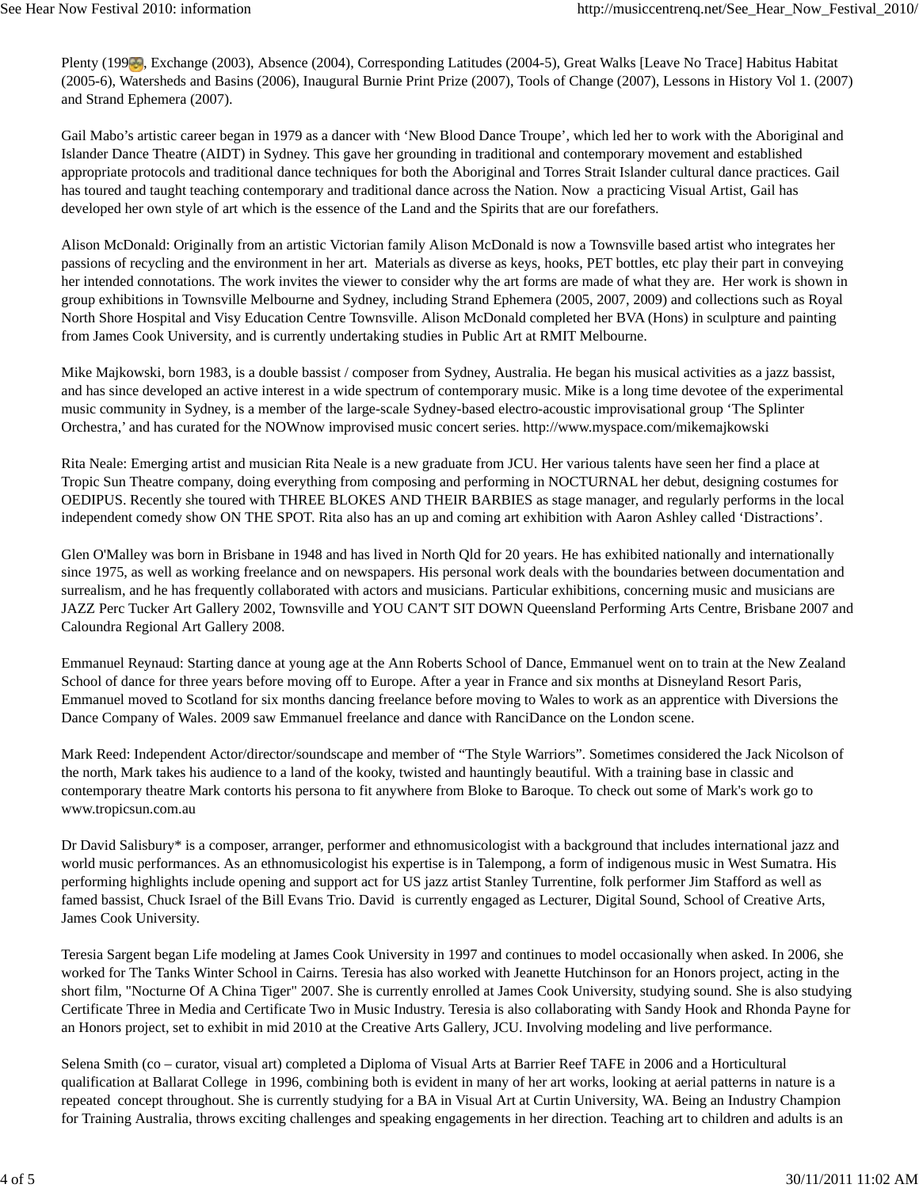Plenty (1998), Exchange (2003), Absence (2004), Corresponding Latitudes (2004-5), Great Walks [Leave No Trace] Habitus Habitat (2005-6), Watersheds and Basins (2006), Inaugural Burnie Print Prize (2007), Tools of Change (2007), Lessons in History Vol 1. (2007) and Strand Ephemera (2007).

Gail Mabo's artistic career began in 1979 as a dancer with 'New Blood Dance Troupe', which led her to work with the Aboriginal and Islander Dance Theatre (AIDT) in Sydney. This gave her grounding in traditional and contemporary movement and established appropriate protocols and traditional dance techniques for both the Aboriginal and Torres Strait Islander cultural dance practices. Gail has toured and taught teaching contemporary and traditional dance across the Nation. Now a practicing Visual Artist, Gail has developed her own style of art which is the essence of the Land and the Spirits that are our forefathers.

Alison McDonald: Originally from an artistic Victorian family Alison McDonald is now a Townsville based artist who integrates her passions of recycling and the environment in her art. Materials as diverse as keys, hooks, PET bottles, etc play their part in conveying her intended connotations. The work invites the viewer to consider why the art forms are made of what they are. Her work is shown in group exhibitions in Townsville Melbourne and Sydney, including Strand Ephemera (2005, 2007, 2009) and collections such as Royal North Shore Hospital and Visy Education Centre Townsville. Alison McDonald completed her BVA (Hons) in sculpture and painting from James Cook University, and is currently undertaking studies in Public Art at RMIT Melbourne.

Mike Majkowski, born 1983, is a double bassist / composer from Sydney, Australia. He began his musical activities as a jazz bassist, and has since developed an active interest in a wide spectrum of contemporary music. Mike is a long time devotee of the experimental music community in Sydney, is a member of the large-scale Sydney-based electro-acoustic improvisational group 'The Splinter Orchestra,' and has curated for the NOWnow improvised music concert series. http://www.myspace.com/mikemajkowski

Rita Neale: Emerging artist and musician Rita Neale is a new graduate from JCU. Her various talents have seen her find a place at Tropic Sun Theatre company, doing everything from composing and performing in NOCTURNAL her debut, designing costumes for OEDIPUS. Recently she toured with THREE BLOKES AND THEIR BARBIES as stage manager, and regularly performs in the local independent comedy show ON THE SPOT. Rita also has an up and coming art exhibition with Aaron Ashley called 'Distractions'.

Glen O'Malley was born in Brisbane in 1948 and has lived in North Qld for 20 years. He has exhibited nationally and internationally since 1975, as well as working freelance and on newspapers. His personal work deals with the boundaries between documentation and surrealism, and he has frequently collaborated with actors and musicians. Particular exhibitions, concerning music and musicians are JAZZ Perc Tucker Art Gallery 2002, Townsville and YOU CAN'T SIT DOWN Queensland Performing Arts Centre, Brisbane 2007 and Caloundra Regional Art Gallery 2008.

Emmanuel Reynaud: Starting dance at young age at the Ann Roberts School of Dance, Emmanuel went on to train at the New Zealand School of dance for three years before moving off to Europe. After a year in France and six months at Disneyland Resort Paris, Emmanuel moved to Scotland for six months dancing freelance before moving to Wales to work as an apprentice with Diversions the Dance Company of Wales. 2009 saw Emmanuel freelance and dance with RanciDance on the London scene.

Mark Reed: Independent Actor/director/soundscape and member of "The Style Warriors". Sometimes considered the Jack Nicolson of the north, Mark takes his audience to a land of the kooky, twisted and hauntingly beautiful. With a training base in classic and contemporary theatre Mark contorts his persona to fit anywhere from Bloke to Baroque. To check out some of Mark's work go to www.tropicsun.com.au

Dr David Salisbury* is a composer, arranger, performer and ethnomusicologist with a background that includes international jazz and world music performances. As an ethnomusicologist his expertise is in Talempong, a form of indigenous music in West Sumatra. His performing highlights include opening and support act for US jazz artist Stanley Turrentine, folk performer Jim Stafford as well as famed bassist, Chuck Israel of the Bill Evans Trio. David is currently engaged as Lecturer, Digital Sound, School of Creative Arts, James Cook University.

Teresia Sargent began Life modeling at James Cook University in 1997 and continues to model occasionally when asked. In 2006, she worked for The Tanks Winter School in Cairns. Teresia has also worked with Jeanette Hutchinson for an Honors project, acting in the short film, "Nocturne Of A China Tiger" 2007. She is currently enrolled at James Cook University, studying sound. She is also studying Certificate Three in Media and Certificate Two in Music Industry. Teresia is also collaborating with Sandy Hook and Rhonda Payne for an Honors project, set to exhibit in mid 2010 at the Creative Arts Gallery, JCU. Involving modeling and live performance.

Selena Smith (co – curator, visual art) completed a Diploma of Visual Arts at Barrier Reef TAFE in 2006 and a Horticultural qualification at Ballarat College in 1996, combining both is evident in many of her art works, looking at aerial patterns in nature is a repeated concept throughout. She is currently studying for a BA in Visual Art at Curtin University, WA. Being an Industry Champion for Training Australia, throws exciting challenges and speaking engagements in her direction. Teaching art to children and adults is an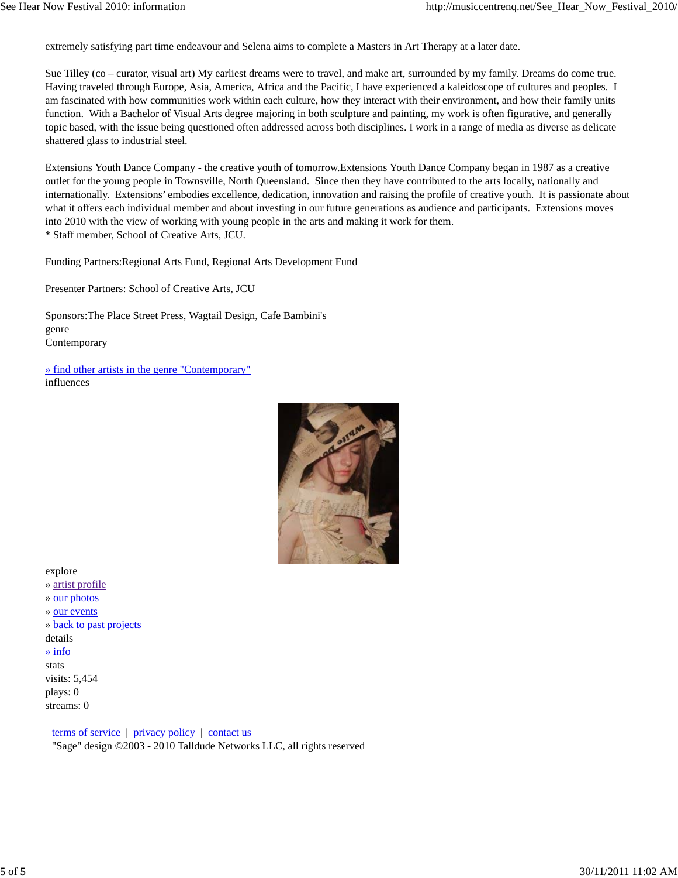extremely satisfying part time endeavour and Selena aims to complete a Masters in Art Therapy at a later date.

Sue Tilley (co – curator, visual art) My earliest dreams were to travel, and make art, surrounded by my family. Dreams do come true. Having traveled through Europe, Asia, America, Africa and the Pacific, I have experienced a kaleidoscope of cultures and peoples. I am fascinated with how communities work within each culture, how they interact with their environment, and how their family units function. With a Bachelor of Visual Arts degree majoring in both sculpture and painting, my work is often figurative, and generally topic based, with the issue being questioned often addressed across both disciplines. I work in a range of media as diverse as delicate shattered glass to industrial steel.

Extensions Youth Dance Company - the creative youth of tomorrow.Extensions Youth Dance Company began in 1987 as a creative outlet for the young people in Townsville, North Queensland. Since then they have contributed to the arts locally, nationally and internationally. Extensions' embodies excellence, dedication, innovation and raising the profile of creative youth. It is passionate about what it offers each individual member and about investing in our future generations as audience and participants. Extensions moves into 2010 with the view of working with young people in the arts and making it work for them.
* Staff member, School of Creative Arts, JCU.

Funding Partners:Regional Arts Fund, Regional Arts Development Fund

Presenter Partners: School of Creative Arts, JCU

Sponsors:The Place Street Press, Wagtail Design, Cafe Bambini's

genre

Contemporary

» find other artists in the genre "Contemporary"

influences

explore

» artist profile
» our photos
» our events
» back to past projects

details

» info

stats

visits: 5,454
plays: 0
streams: 0

terms of service | privacy policy | contact us

"Sage" design ©2003 - 2010 Talldude Networks LLC, all rights reserved